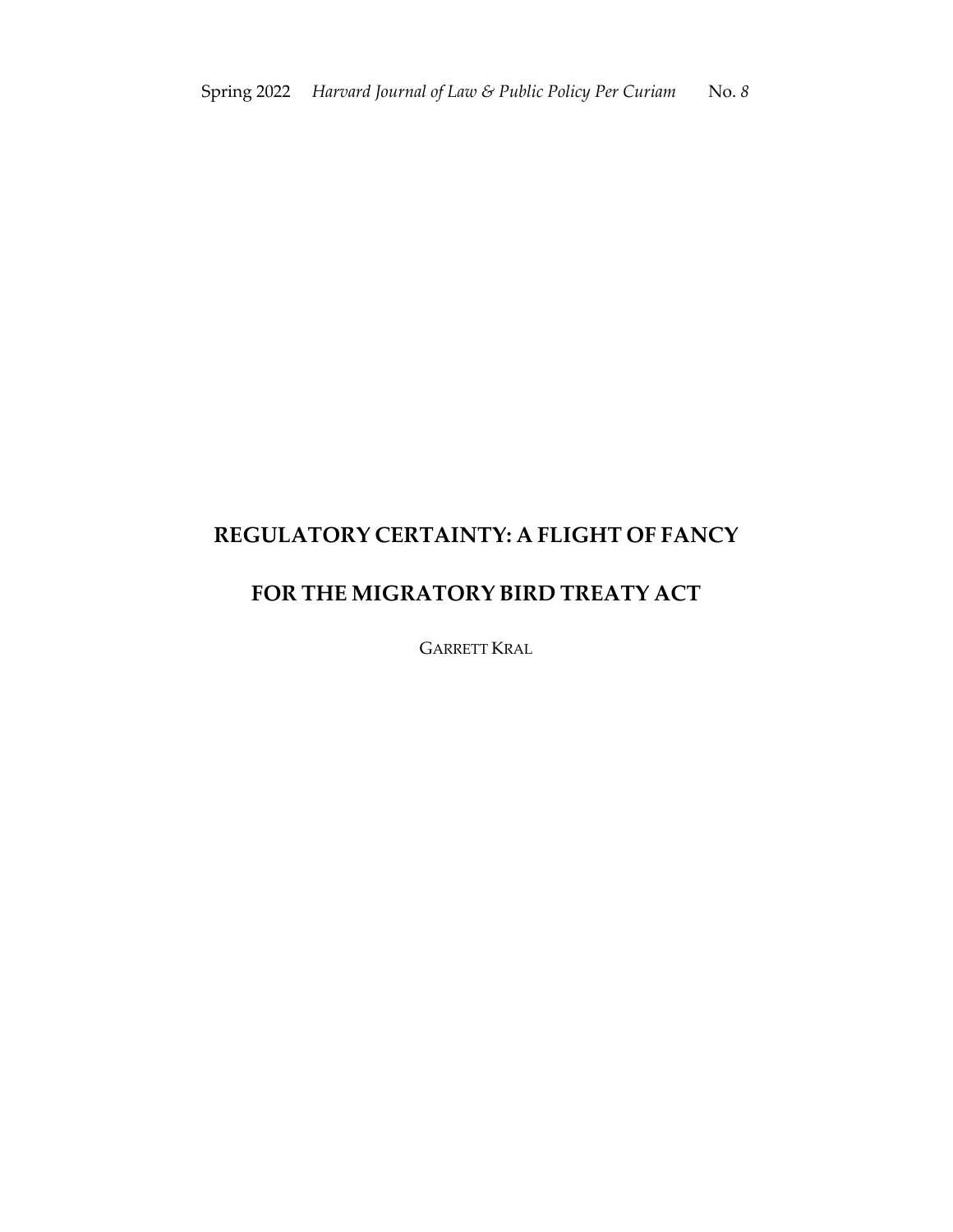# REGULATORY CERTAINTY: A FLIGHT OF FANCY FOR THE MIGRATORY BIRD TREATY ACT

GARRETT KRAL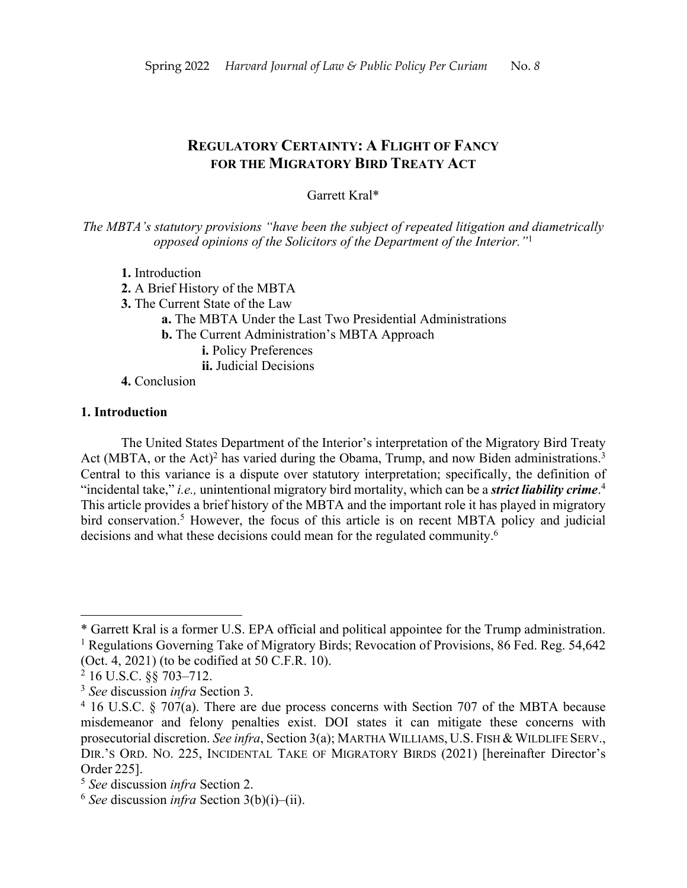# REGULATORY CERTAINTY: A FLIGHT OF FANCY FOR THE MIGRATORY BIRD TREATY ACT

Garrett Kral*

*The MBTA's statutory provisions "have been the subject of repeated litigation and diametrically opposed opinions of the Solicitors of the Department of the Interior."*[1]

**1.** Introduction
**2.** A Brief History of the MBTA
**3.** The Current State of the Law
- **a.** The MBTA Under the Last Two Presidential Administrations
- **b.** The Current Administration's MBTA Approach
  - **i.** Policy Preferences
  - **ii.** Judicial Decisions

**4.** Conclusion

## 1. Introduction

The United States Department of the Interior's interpretation of the Migratory Bird Treaty Act (MBTA, or the Act)[2] has varied during the Obama, Trump, and now Biden administrations.[3] Central to this variance is a dispute over statutory interpretation; specifically, the definition of "incidental take," *i.e.,* unintentional migratory bird mortality, which can be a ***strict liability crime***.[4] This article provides a brief history of the MBTA and the important role it has played in migratory bird conservation.[5] However, the focus of this article is on recent MBTA policy and judicial decisions and what these decisions could mean for the regulated community.[6]

---

\* Garrett Kral is a former U.S. EPA official and political appointee for the Trump administration.

[1] Regulations Governing Take of Migratory Birds; Revocation of Provisions, 86 Fed. Reg. 54,642 (Oct. 4, 2021) (to be codified at 50 C.F.R. 10).

[2] 16 U.S.C. §§ 703–712.

[3] *See* discussion *infra* Section 3.

[4] 16 U.S.C. § 707(a). There are due process concerns with Section 707 of the MBTA because misdemeanor and felony penalties exist. DOI states it can mitigate these concerns with prosecutorial discretion. *See infra*, Section 3(a); MARTHA WILLIAMS, U.S. FISH & WILDLIFE SERV., DIR.'S ORD. NO. 225, INCIDENTAL TAKE OF MIGRATORY BIRDS (2021) [hereinafter Director's Order 225].

[5] *See* discussion *infra* Section 2.

[6] *See* discussion *infra* Section 3(b)(i)–(ii).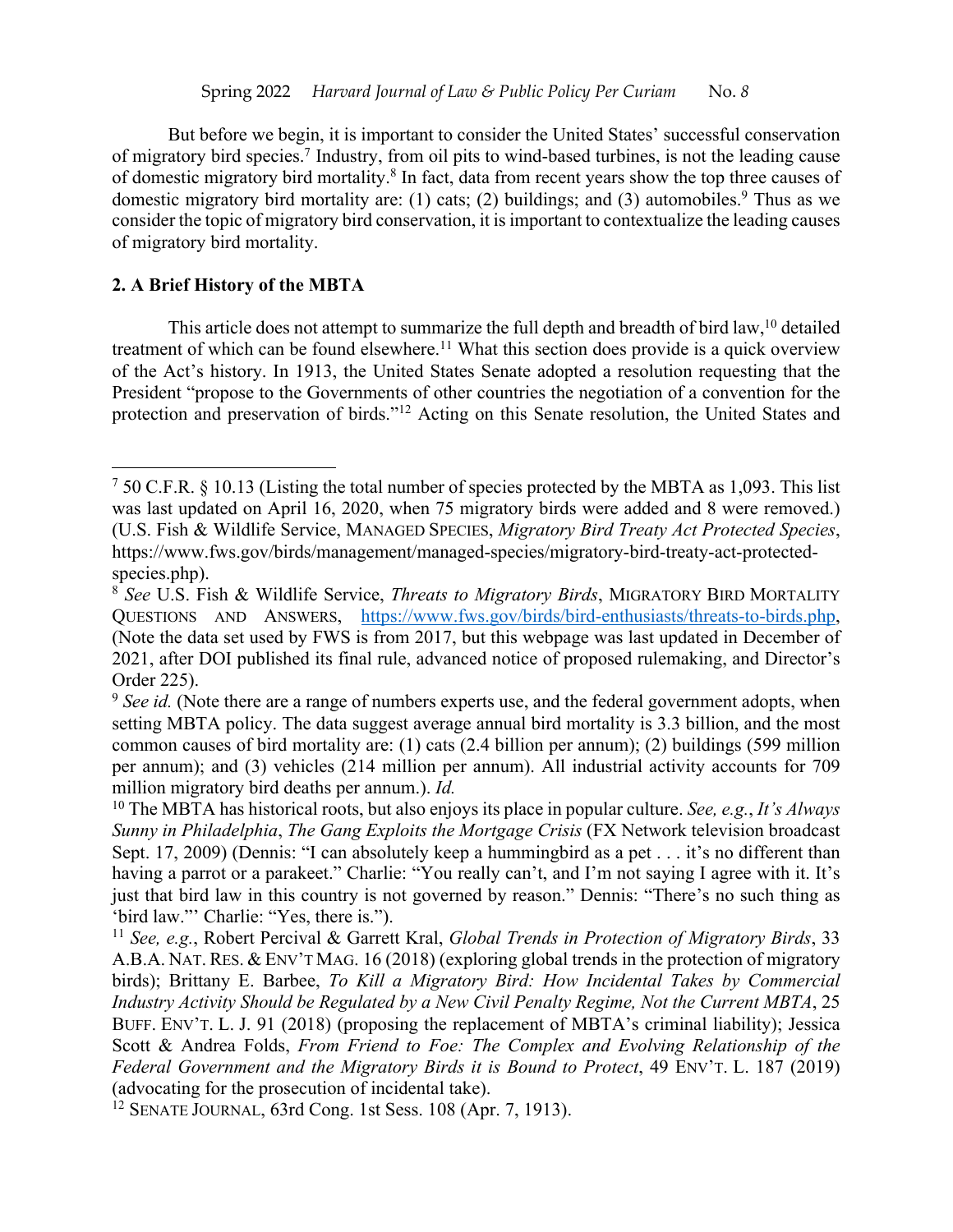But before we begin, it is important to consider the United States' successful conservation of migratory bird species.[7] Industry, from oil pits to wind-based turbines, is not the leading cause of domestic migratory bird mortality.[8] In fact, data from recent years show the top three causes of domestic migratory bird mortality are: (1) cats; (2) buildings; and (3) automobiles.[9] Thus as we consider the topic of migratory bird conservation, it is important to contextualize the leading causes of migratory bird mortality.

## 2. A Brief History of the MBTA

This article does not attempt to summarize the full depth and breadth of bird law,[10] detailed treatment of which can be found elsewhere.[11] What this section does provide is a quick overview of the Act's history. In 1913, the United States Senate adopted a resolution requesting that the President "propose to the Governments of other countries the negotiation of a convention for the protection and preservation of birds."[12] Acting on this Senate resolution, the United States and

---

[7] 50 C.F.R. § 10.13 (Listing the total number of species protected by the MBTA as 1,093. This list was last updated on April 16, 2020, when 75 migratory birds were added and 8 were removed.) (U.S. Fish & Wildlife Service, MANAGED SPECIES, *Migratory Bird Treaty Act Protected Species*, https://www.fws.gov/birds/management/managed-species/migratory-bird-treaty-act-protected-species.php).

[8] *See* U.S. Fish & Wildlife Service, *Threats to Migratory Birds*, MIGRATORY BIRD MORTALITY QUESTIONS AND ANSWERS, https://www.fws.gov/birds/bird-enthusiasts/threats-to-birds.php, (Note the data set used by FWS is from 2017, but this webpage was last updated in December of 2021, after DOI published its final rule, advanced notice of proposed rulemaking, and Director's Order 225).

[9] *See id.* (Note there are a range of numbers experts use, and the federal government adopts, when setting MBTA policy. The data suggest average annual bird mortality is 3.3 billion, and the most common causes of bird mortality are: (1) cats (2.4 billion per annum); (2) buildings (599 million per annum); and (3) vehicles (214 million per annum). All industrial activity accounts for 709 million migratory bird deaths per annum.). *Id.*

[10] The MBTA has historical roots, but also enjoys its place in popular culture. *See, e.g.*, *It's Always Sunny in Philadelphia*, *The Gang Exploits the Mortgage Crisis* (FX Network television broadcast Sept. 17, 2009) (Dennis: "I can absolutely keep a hummingbird as a pet . . . it's no different than having a parrot or a parakeet." Charlie: "You really can't, and I'm not saying I agree with it. It's just that bird law in this country is not governed by reason." Dennis: "There's no such thing as 'bird law."' Charlie: "Yes, there is.").

[11] *See, e.g.*, Robert Percival & Garrett Kral, *Global Trends in Protection of Migratory Birds*, 33 A.B.A. NAT. RES. & ENV'T MAG. 16 (2018) (exploring global trends in the protection of migratory birds); Brittany E. Barbee, *To Kill a Migratory Bird: How Incidental Takes by Commercial Industry Activity Should be Regulated by a New Civil Penalty Regime, Not the Current MBTA*, 25 BUFF. ENV'T. L. J. 91 (2018) (proposing the replacement of MBTA's criminal liability); Jessica Scott & Andrea Folds, *From Friend to Foe: The Complex and Evolving Relationship of the Federal Government and the Migratory Birds it is Bound to Protect*, 49 ENV'T. L. 187 (2019) (advocating for the prosecution of incidental take).

[12] SENATE JOURNAL, 63rd Cong. 1st Sess. 108 (Apr. 7, 1913).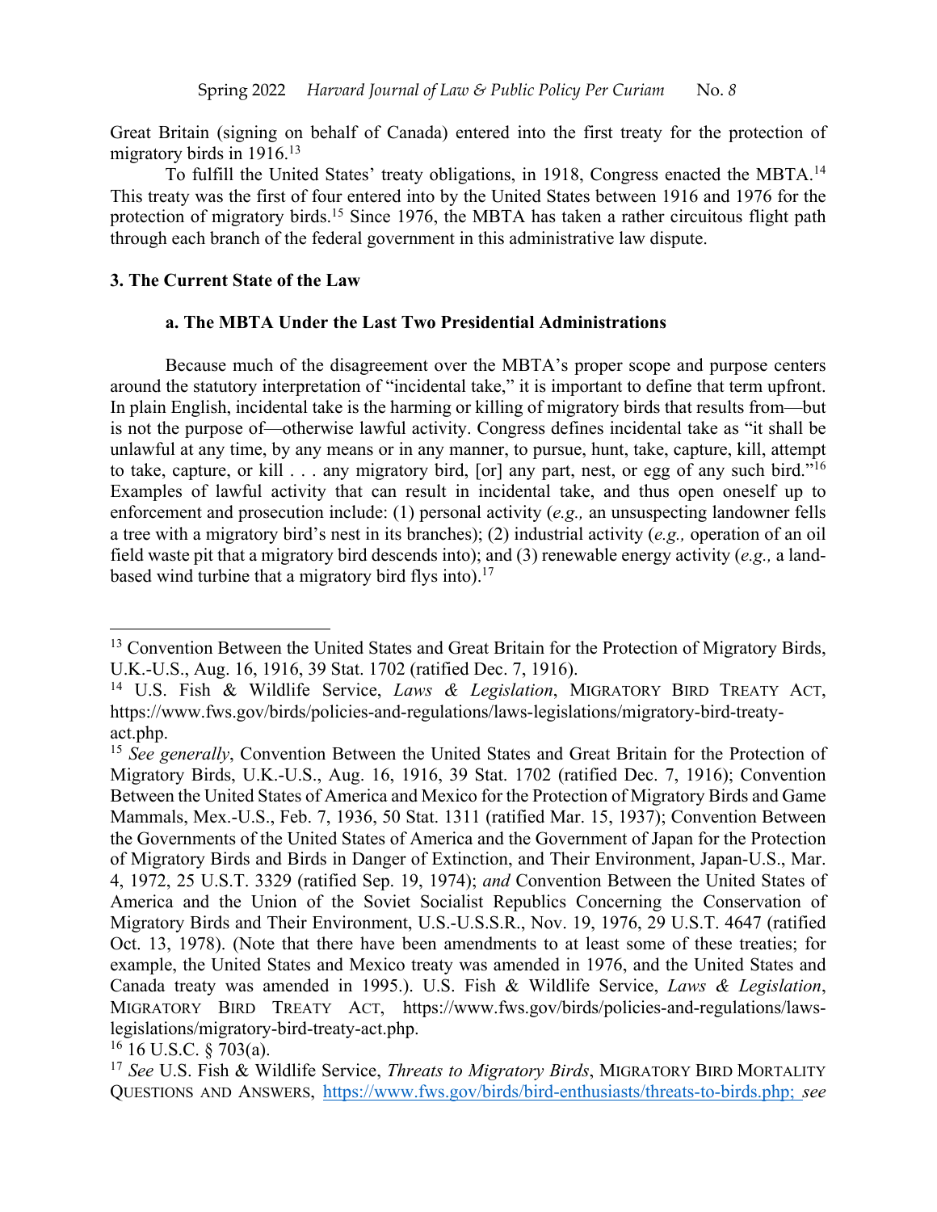Great Britain (signing on behalf of Canada) entered into the first treaty for the protection of migratory birds in 1916.[13]

To fulfill the United States' treaty obligations, in 1918, Congress enacted the MBTA.[14] This treaty was the first of four entered into by the United States between 1916 and 1976 for the protection of migratory birds.[15] Since 1976, the MBTA has taken a rather circuitous flight path through each branch of the federal government in this administrative law dispute.

### 3. The Current State of the Law

#### a. The MBTA Under the Last Two Presidential Administrations

Because much of the disagreement over the MBTA's proper scope and purpose centers around the statutory interpretation of "incidental take," it is important to define that term upfront. In plain English, incidental take is the harming or killing of migratory birds that results from—but is not the purpose of—otherwise lawful activity. Congress defines incidental take as "it shall be unlawful at any time, by any means or in any manner, to pursue, hunt, take, capture, kill, attempt to take, capture, or kill . . . any migratory bird, [or] any part, nest, or egg of any such bird."[16] Examples of lawful activity that can result in incidental take, and thus open oneself up to enforcement and prosecution include: (1) personal activity (*e.g.,* an unsuspecting landowner fells a tree with a migratory bird's nest in its branches); (2) industrial activity (*e.g.,* operation of an oil field waste pit that a migratory bird descends into); and (3) renewable energy activity (*e.g.,* a land-based wind turbine that a migratory bird flys into).[17]

---

[13] Convention Between the United States and Great Britain for the Protection of Migratory Birds, U.K.-U.S., Aug. 16, 1916, 39 Stat. 1702 (ratified Dec. 7, 1916).

[14] U.S. Fish & Wildlife Service, *Laws & Legislation*, MIGRATORY BIRD TREATY ACT, https://www.fws.gov/birds/policies-and-regulations/laws-legislations/migratory-bird-treaty-act.php.

[15] *See generally*, Convention Between the United States and Great Britain for the Protection of Migratory Birds, U.K.-U.S., Aug. 16, 1916, 39 Stat. 1702 (ratified Dec. 7, 1916); Convention Between the United States of America and Mexico for the Protection of Migratory Birds and Game Mammals, Mex.-U.S., Feb. 7, 1936, 50 Stat. 1311 (ratified Mar. 15, 1937); Convention Between the Governments of the United States of America and the Government of Japan for the Protection of Migratory Birds and Birds in Danger of Extinction, and Their Environment, Japan-U.S., Mar. 4, 1972, 25 U.S.T. 3329 (ratified Sep. 19, 1974); *and* Convention Between the United States of America and the Union of the Soviet Socialist Republics Concerning the Conservation of Migratory Birds and Their Environment, U.S.-U.S.S.R., Nov. 19, 1976, 29 U.S.T. 4647 (ratified Oct. 13, 1978). (Note that there have been amendments to at least some of these treaties; for example, the United States and Mexico treaty was amended in 1976, and the United States and Canada treaty was amended in 1995.). U.S. Fish & Wildlife Service, *Laws & Legislation*, MIGRATORY BIRD TREATY ACT, https://www.fws.gov/birds/policies-and-regulations/laws-legislations/migratory-bird-treaty-act.php.

[16] 16 U.S.C. § 703(a).

[17] *See* U.S. Fish & Wildlife Service, *Threats to Migratory Birds*, MIGRATORY BIRD MORTALITY QUESTIONS AND ANSWERS, https://www.fws.gov/birds/bird-enthusiasts/threats-to-birds.php; *see*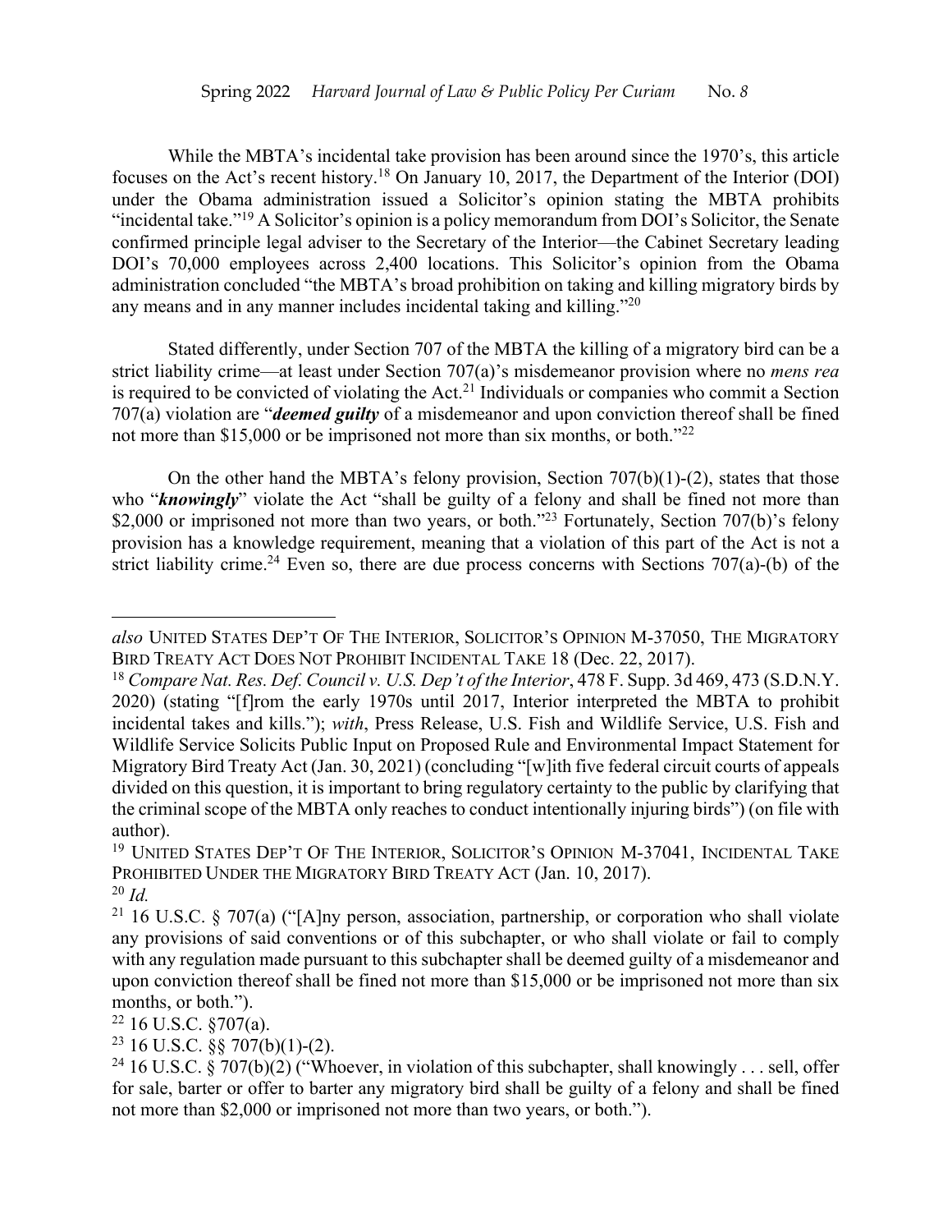While the MBTA's incidental take provision has been around since the 1970's, this article focuses on the Act's recent history.[18] On January 10, 2017, the Department of the Interior (DOI) under the Obama administration issued a Solicitor's opinion stating the MBTA prohibits "incidental take."[19] A Solicitor's opinion is a policy memorandum from DOI's Solicitor, the Senate confirmed principle legal adviser to the Secretary of the Interior—the Cabinet Secretary leading DOI's 70,000 employees across 2,400 locations. This Solicitor's opinion from the Obama administration concluded "the MBTA's broad prohibition on taking and killing migratory birds by any means and in any manner includes incidental taking and killing."[20]

Stated differently, under Section 707 of the MBTA the killing of a migratory bird can be a strict liability crime—at least under Section 707(a)'s misdemeanor provision where no *mens rea* is required to be convicted of violating the Act.[21] Individuals or companies who commit a Section 707(a) violation are "***deemed guilty*** of a misdemeanor and upon conviction thereof shall be fined not more than $15,000 or be imprisoned not more than six months, or both."[22]

On the other hand the MBTA's felony provision, Section 707(b)(1)-(2), states that those who "***knowingly***" violate the Act "shall be guilty of a felony and shall be fined not more than $2,000 or imprisoned not more than two years, or both."[23] Fortunately, Section 707(b)'s felony provision has a knowledge requirement, meaning that a violation of this part of the Act is not a strict liability crime.[24] Even so, there are due process concerns with Sections 707(a)-(b) of the

---

*also* UNITED STATES DEP'T OF THE INTERIOR, SOLICITOR'S OPINION M-37050, THE MIGRATORY BIRD TREATY ACT DOES NOT PROHIBIT INCIDENTAL TAKE 18 (Dec. 22, 2017).

[18] *Compare Nat. Res. Def. Council v. U.S. Dep't of the Interior*, 478 F. Supp. 3d 469, 473 (S.D.N.Y. 2020) (stating "[f]rom the early 1970s until 2017, Interior interpreted the MBTA to prohibit incidental takes and kills."); *with*, Press Release, U.S. Fish and Wildlife Service, U.S. Fish and Wildlife Service Solicits Public Input on Proposed Rule and Environmental Impact Statement for Migratory Bird Treaty Act (Jan. 30, 2021) (concluding "[w]ith five federal circuit courts of appeals divided on this question, it is important to bring regulatory certainty to the public by clarifying that the criminal scope of the MBTA only reaches to conduct intentionally injuring birds") (on file with author).

[19] UNITED STATES DEP'T OF THE INTERIOR, SOLICITOR'S OPINION M-37041, INCIDENTAL TAKE PROHIBITED UNDER THE MIGRATORY BIRD TREATY ACT (Jan. 10, 2017).

[20] *Id.*

[21] 16 U.S.C. § 707(a) ("[A]ny person, association, partnership, or corporation who shall violate any provisions of said conventions or of this subchapter, or who shall violate or fail to comply with any regulation made pursuant to this subchapter shall be deemed guilty of a misdemeanor and upon conviction thereof shall be fined not more than $15,000 or be imprisoned not more than six months, or both.").

[22] 16 U.S.C. §707(a).

[23] 16 U.S.C. §§ 707(b)(1)-(2).

[24] 16 U.S.C. § 707(b)(2) ("Whoever, in violation of this subchapter, shall knowingly . . . sell, offer for sale, barter or offer to barter any migratory bird shall be guilty of a felony and shall be fined not more than $2,000 or imprisoned not more than two years, or both.").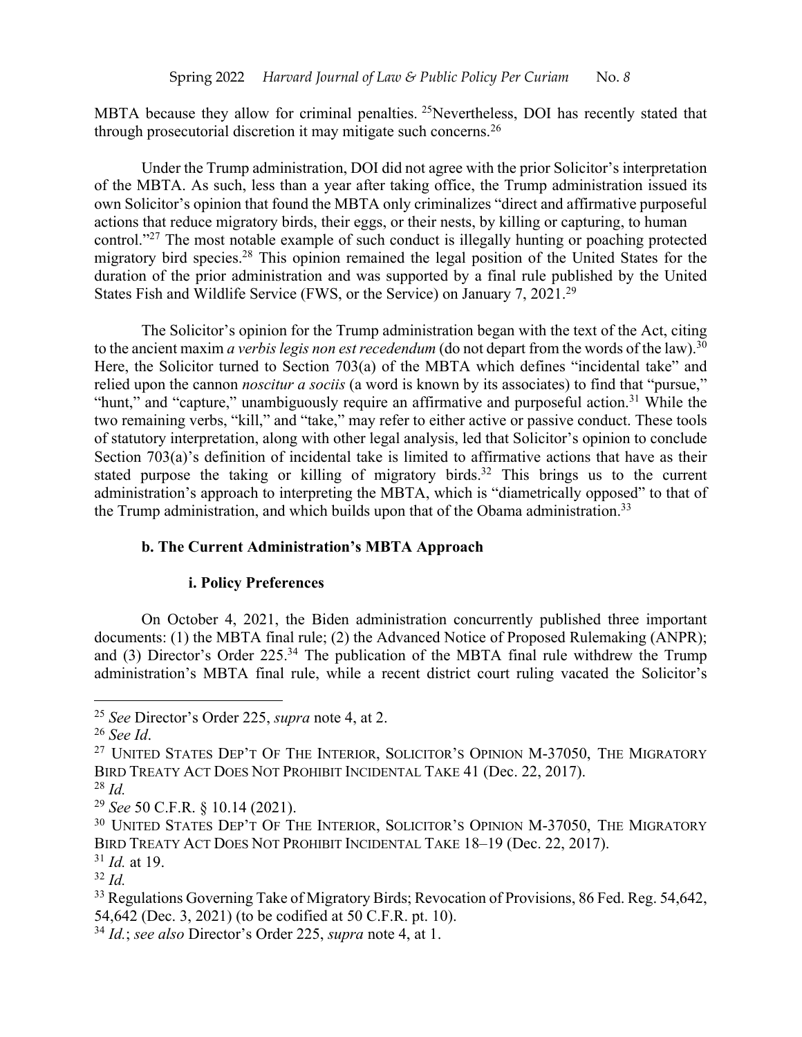MBTA because they allow for criminal penalties. [25]Nevertheless, DOI has recently stated that through prosecutorial discretion it may mitigate such concerns.[26]

Under the Trump administration, DOI did not agree with the prior Solicitor's interpretation of the MBTA. As such, less than a year after taking office, the Trump administration issued its own Solicitor's opinion that found the MBTA only criminalizes "direct and affirmative purposeful actions that reduce migratory birds, their eggs, or their nests, by killing or capturing, to human control."[27] The most notable example of such conduct is illegally hunting or poaching protected migratory bird species.[28] This opinion remained the legal position of the United States for the duration of the prior administration and was supported by a final rule published by the United States Fish and Wildlife Service (FWS, or the Service) on January 7, 2021.[29]

The Solicitor's opinion for the Trump administration began with the text of the Act, citing to the ancient maxim *a verbis legis non est recedendum* (do not depart from the words of the law).[30] Here, the Solicitor turned to Section 703(a) of the MBTA which defines "incidental take" and relied upon the cannon *noscitur a sociis* (a word is known by its associates) to find that "pursue," "hunt," and "capture," unambiguously require an affirmative and purposeful action.[31] While the two remaining verbs, "kill," and "take," may refer to either active or passive conduct. These tools of statutory interpretation, along with other legal analysis, led that Solicitor's opinion to conclude Section 703(a)'s definition of incidental take is limited to affirmative actions that have as their stated purpose the taking or killing of migratory birds.[32] This brings us to the current administration's approach to interpreting the MBTA, which is "diametrically opposed" to that of the Trump administration, and which builds upon that of the Obama administration.[33]

**b. The Current Administration's MBTA Approach**

**i. Policy Preferences**

On October 4, 2021, the Biden administration concurrently published three important documents: (1) the MBTA final rule; (2) the Advanced Notice of Proposed Rulemaking (ANPR); and (3) Director's Order 225.[34] The publication of the MBTA final rule withdrew the Trump administration's MBTA final rule, while a recent district court ruling vacated the Solicitor's

---

[25] *See* Director's Order 225, *supra* note 4, at 2.

[26] *See Id*.

[27] United States Dep't Of The Interior, Solicitor's Opinion M-37050, The Migratory Bird Treaty Act Does Not Prohibit Incidental Take 41 (Dec. 22, 2017).

[28] *Id.*

[29] *See* 50 C.F.R. § 10.14 (2021).

[30] United States Dep't Of The Interior, Solicitor's Opinion M-37050, The Migratory Bird Treaty Act Does Not Prohibit Incidental Take 18–19 (Dec. 22, 2017).

[31] *Id.* at 19.

[32] *Id.*

[33] Regulations Governing Take of Migratory Birds; Revocation of Provisions, 86 Fed. Reg. 54,642, 54,642 (Dec. 3, 2021) (to be codified at 50 C.F.R. pt. 10).

[34] *Id.*; *see also* Director's Order 225, *supra* note 4, at 1.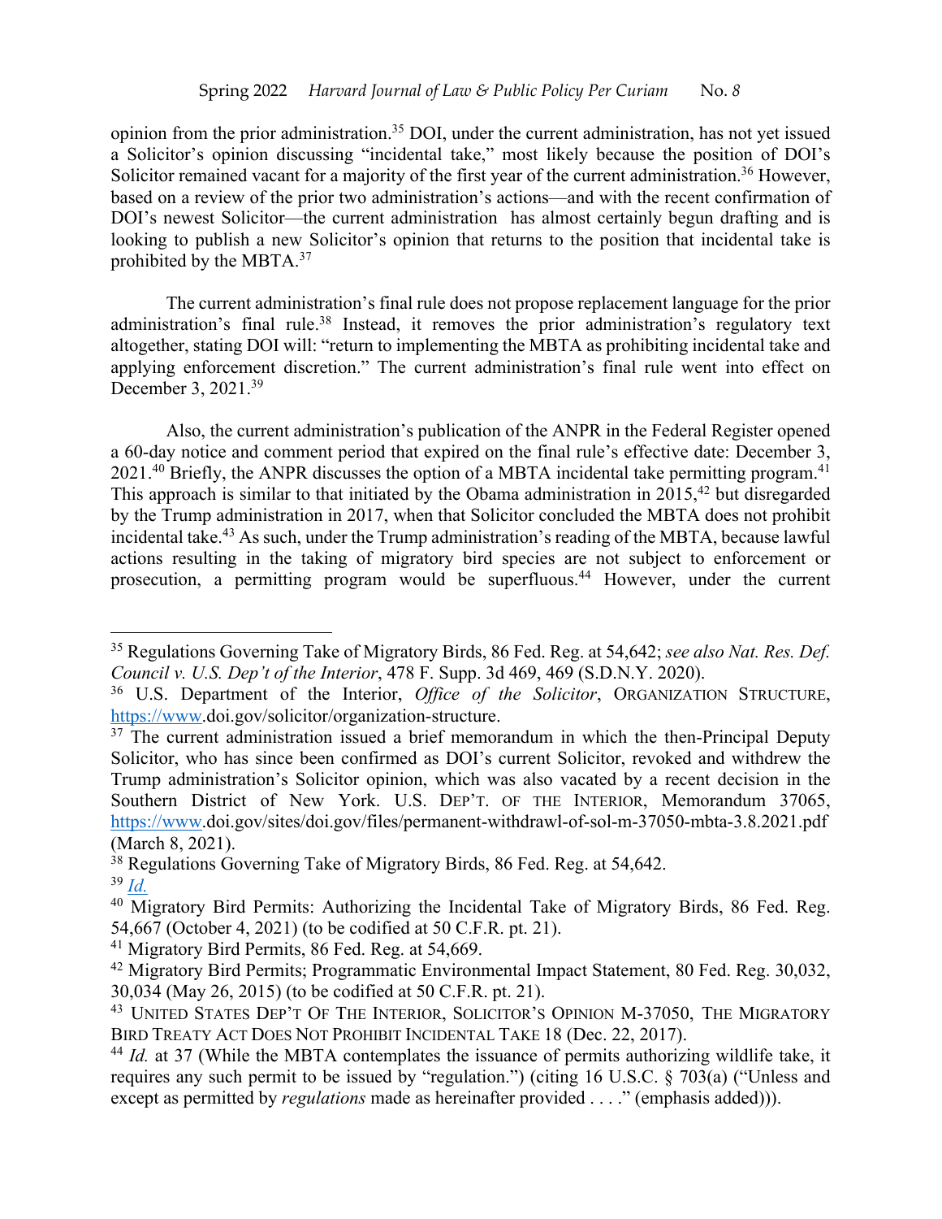opinion from the prior administration.[35] DOI, under the current administration, has not yet issued a Solicitor's opinion discussing "incidental take," most likely because the position of DOI's Solicitor remained vacant for a majority of the first year of the current administration.[36] However, based on a review of the prior two administration's actions—and with the recent confirmation of DOI's newest Solicitor—the current administration has almost certainly begun drafting and is looking to publish a new Solicitor's opinion that returns to the position that incidental take is prohibited by the MBTA.[37]

The current administration's final rule does not propose replacement language for the prior administration's final rule.[38] Instead, it removes the prior administration's regulatory text altogether, stating DOI will: "return to implementing the MBTA as prohibiting incidental take and applying enforcement discretion." The current administration's final rule went into effect on December 3, 2021.[39]

Also, the current administration's publication of the ANPR in the Federal Register opened a 60-day notice and comment period that expired on the final rule's effective date: December 3, 2021.[40] Briefly, the ANPR discusses the option of a MBTA incidental take permitting program.[41] This approach is similar to that initiated by the Obama administration in 2015,[42] but disregarded by the Trump administration in 2017, when that Solicitor concluded the MBTA does not prohibit incidental take.[43] As such, under the Trump administration's reading of the MBTA, because lawful actions resulting in the taking of migratory bird species are not subject to enforcement or prosecution, a permitting program would be superfluous.[44] However, under the current

---

[35] Regulations Governing Take of Migratory Birds, 86 Fed. Reg. at 54,642; *see also Nat. Res. Def. Council v. U.S. Dep't of the Interior*, 478 F. Supp. 3d 469, 469 (S.D.N.Y. 2020).

[36] U.S. Department of the Interior, *Office of the Solicitor*, ORGANIZATION STRUCTURE, https://www.doi.gov/solicitor/organization-structure.

[37] The current administration issued a brief memorandum in which the then-Principal Deputy Solicitor, who has since been confirmed as DOI's current Solicitor, revoked and withdrew the Trump administration's Solicitor opinion, which was also vacated by a recent decision in the Southern District of New York. U.S. DEP'T. OF THE INTERIOR, Memorandum 37065, https://www.doi.gov/sites/doi.gov/files/permanent-withdrawl-of-sol-m-37050-mbta-3.8.2021.pdf (March 8, 2021).

[38] Regulations Governing Take of Migratory Birds, 86 Fed. Reg. at 54,642.

[39] *Id.*

[40] Migratory Bird Permits: Authorizing the Incidental Take of Migratory Birds, 86 Fed. Reg. 54,667 (October 4, 2021) (to be codified at 50 C.F.R. pt. 21).

[41] Migratory Bird Permits, 86 Fed. Reg. at 54,669.

[42] Migratory Bird Permits; Programmatic Environmental Impact Statement, 80 Fed. Reg. 30,032, 30,034 (May 26, 2015) (to be codified at 50 C.F.R. pt. 21).

[43] UNITED STATES DEP'T OF THE INTERIOR, SOLICITOR'S OPINION M-37050, THE MIGRATORY BIRD TREATY ACT DOES NOT PROHIBIT INCIDENTAL TAKE 18 (Dec. 22, 2017).

[44] *Id.* at 37 (While the MBTA contemplates the issuance of permits authorizing wildlife take, it requires any such permit to be issued by "regulation.") (citing 16 U.S.C. § 703(a) ("Unless and except as permitted by *regulations* made as hereinafter provided . . . ." (emphasis added))).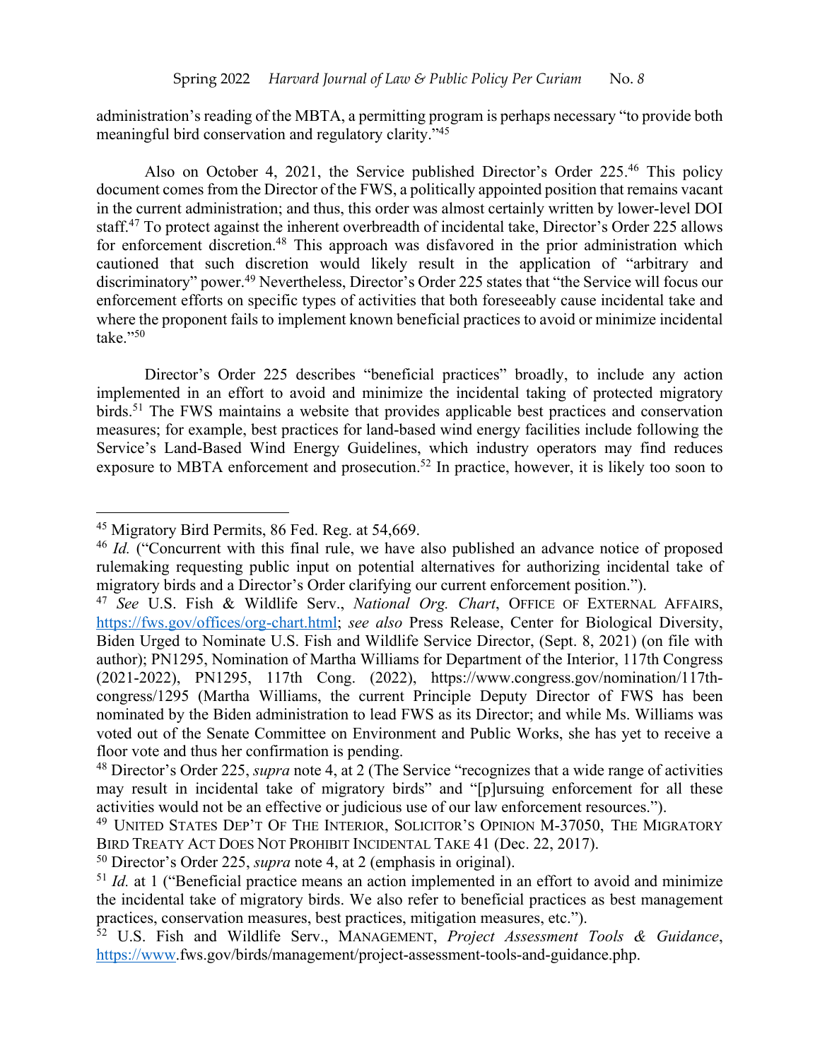administration's reading of the MBTA, a permitting program is perhaps necessary "to provide both meaningful bird conservation and regulatory clarity."[45]

Also on October 4, 2021, the Service published Director's Order 225.[46] This policy document comes from the Director of the FWS, a politically appointed position that remains vacant in the current administration; and thus, this order was almost certainly written by lower-level DOI staff.[47] To protect against the inherent overbreadth of incidental take, Director's Order 225 allows for enforcement discretion.[48] This approach was disfavored in the prior administration which cautioned that such discretion would likely result in the application of "arbitrary and discriminatory" power.[49] Nevertheless, Director's Order 225 states that "the Service will focus our enforcement efforts on specific types of activities that both foreseeably cause incidental take and where the proponent fails to implement known beneficial practices to avoid or minimize incidental take."[50]

Director's Order 225 describes "beneficial practices" broadly, to include any action implemented in an effort to avoid and minimize the incidental taking of protected migratory birds.[51] The FWS maintains a website that provides applicable best practices and conservation measures; for example, best practices for land-based wind energy facilities include following the Service's Land-Based Wind Energy Guidelines, which industry operators may find reduces exposure to MBTA enforcement and prosecution.[52] In practice, however, it is likely too soon to

---

[45] Migratory Bird Permits, 86 Fed. Reg. at 54,669.

[46] *Id.* ("Concurrent with this final rule, we have also published an advance notice of proposed rulemaking requesting public input on potential alternatives for authorizing incidental take of migratory birds and a Director's Order clarifying our current enforcement position.").

[47] *See* U.S. Fish & Wildlife Serv., *National Org. Chart*, OFFICE OF EXTERNAL AFFAIRS, https://fws.gov/offices/org-chart.html; *see also* Press Release, Center for Biological Diversity, Biden Urged to Nominate U.S. Fish and Wildlife Service Director, (Sept. 8, 2021) (on file with author); PN1295, Nomination of Martha Williams for Department of the Interior, 117th Congress (2021-2022), PN1295, 117th Cong. (2022), https://www.congress.gov/nomination/117th-congress/1295 (Martha Williams, the current Principle Deputy Director of FWS has been nominated by the Biden administration to lead FWS as its Director; and while Ms. Williams was voted out of the Senate Committee on Environment and Public Works, she has yet to receive a floor vote and thus her confirmation is pending.

[48] Director's Order 225, *supra* note 4, at 2 (The Service "recognizes that a wide range of activities may result in incidental take of migratory birds" and "[p]ursuing enforcement for all these activities would not be an effective or judicious use of our law enforcement resources.").

[49] UNITED STATES DEP'T OF THE INTERIOR, SOLICITOR'S OPINION M-37050, THE MIGRATORY BIRD TREATY ACT DOES NOT PROHIBIT INCIDENTAL TAKE 41 (Dec. 22, 2017).

[50] Director's Order 225, *supra* note 4, at 2 (emphasis in original).

[51] *Id.* at 1 ("Beneficial practice means an action implemented in an effort to avoid and minimize the incidental take of migratory birds. We also refer to beneficial practices as best management practices, conservation measures, best practices, mitigation measures, etc.").

[52] U.S. Fish and Wildlife Serv., MANAGEMENT, *Project Assessment Tools & Guidance*, https://www.fws.gov/birds/management/project-assessment-tools-and-guidance.php.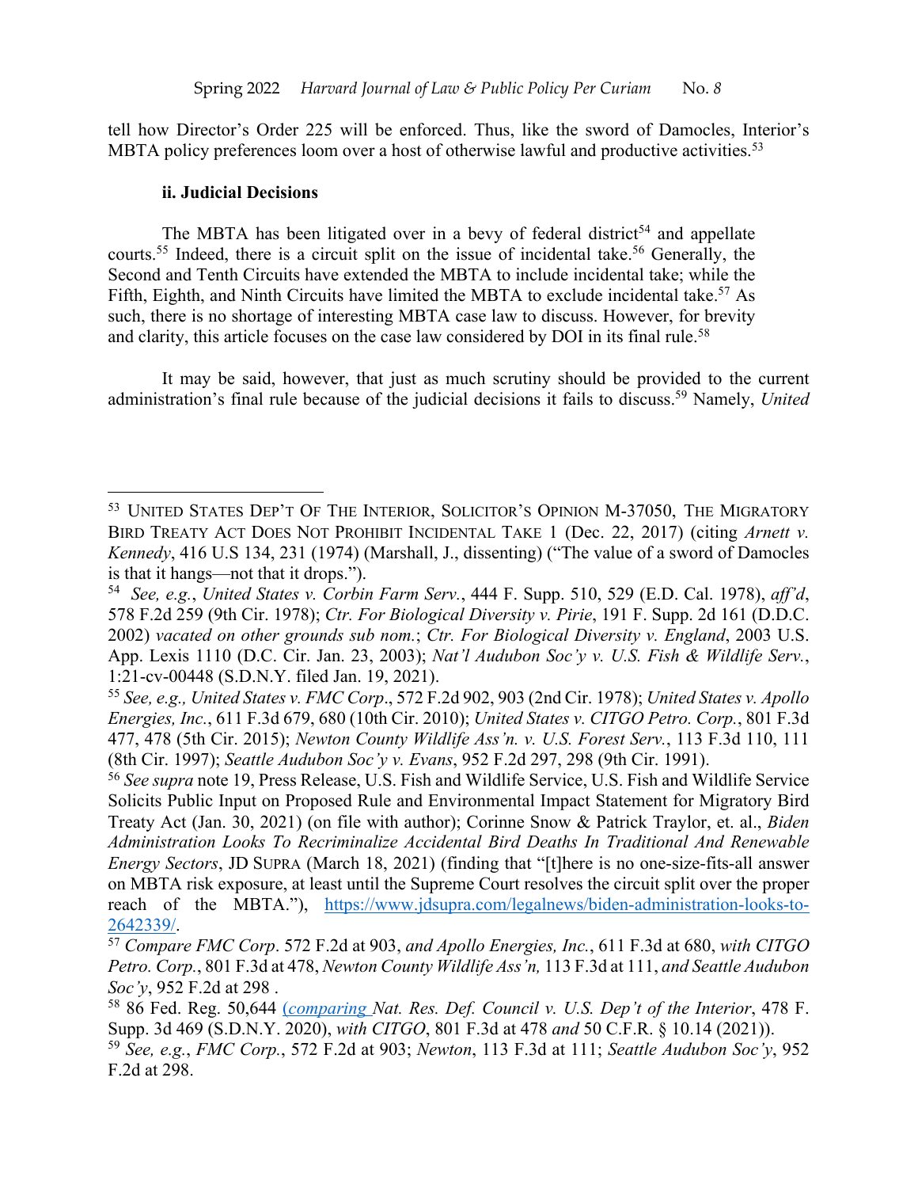tell how Director's Order 225 will be enforced. Thus, like the sword of Damocles, Interior's MBTA policy preferences loom over a host of otherwise lawful and productive activities.[53]

#### ii. Judicial Decisions

The MBTA has been litigated over in a bevy of federal district[54] and appellate courts.[55] Indeed, there is a circuit split on the issue of incidental take.[56] Generally, the Second and Tenth Circuits have extended the MBTA to include incidental take; while the Fifth, Eighth, and Ninth Circuits have limited the MBTA to exclude incidental take.[57] As such, there is no shortage of interesting MBTA case law to discuss. However, for brevity and clarity, this article focuses on the case law considered by DOI in its final rule.[58]

It may be said, however, that just as much scrutiny should be provided to the current administration's final rule because of the judicial decisions it fails to discuss.[59] Namely, *United*

---

[53] UNITED STATES DEP'T OF THE INTERIOR, SOLICITOR'S OPINION M-37050, THE MIGRATORY BIRD TREATY ACT DOES NOT PROHIBIT INCIDENTAL TAKE 1 (Dec. 22, 2017) (citing *Arnett v. Kennedy*, 416 U.S 134, 231 (1974) (Marshall, J., dissenting) ("The value of a sword of Damocles is that it hangs—not that it drops.").

[54] *See, e.g.*, *United States v. Corbin Farm Serv.*, 444 F. Supp. 510, 529 (E.D. Cal. 1978), *aff'd*, 578 F.2d 259 (9th Cir. 1978); *Ctr. For Biological Diversity v. Pirie*, 191 F. Supp. 2d 161 (D.D.C. 2002) *vacated on other grounds sub nom.*; *Ctr. For Biological Diversity v. England*, 2003 U.S. App. Lexis 1110 (D.C. Cir. Jan. 23, 2003); *Nat'l Audubon Soc'y v. U.S. Fish & Wildlife Serv.*, 1:21-cv-00448 (S.D.N.Y. filed Jan. 19, 2021).

[55] *See, e.g., United States v. FMC Corp*., 572 F.2d 902, 903 (2nd Cir. 1978); *United States v. Apollo Energies, Inc.*, 611 F.3d 679, 680 (10th Cir. 2010); *United States v. CITGO Petro. Corp.*, 801 F.3d 477, 478 (5th Cir. 2015); *Newton County Wildlife Ass'n. v. U.S. Forest Serv.*, 113 F.3d 110, 111 (8th Cir. 1997); *Seattle Audubon Soc'y v. Evans*, 952 F.2d 297, 298 (9th Cir. 1991).

[56] *See supra* note 19, Press Release, U.S. Fish and Wildlife Service, U.S. Fish and Wildlife Service Solicits Public Input on Proposed Rule and Environmental Impact Statement for Migratory Bird Treaty Act (Jan. 30, 2021) (on file with author); Corinne Snow & Patrick Traylor, et. al., *Biden Administration Looks To Recriminalize Accidental Bird Deaths In Traditional And Renewable Energy Sectors*, JD SUPRA (March 18, 2021) (finding that "[t]here is no one-size-fits-all answer on MBTA risk exposure, at least until the Supreme Court resolves the circuit split over the proper reach of the MBTA."), https://www.jdsupra.com/legalnews/biden-administration-looks-to-2642339/.

[57] *Compare FMC Corp*. 572 F.2d at 903, *and Apollo Energies, Inc.*, 611 F.3d at 680, *with CITGO Petro. Corp.*, 801 F.3d at 478, *Newton County Wildlife Ass'n,* 113 F.3d at 111, *and Seattle Audubon Soc'y*, 952 F.2d at 298 .

[58] 86 Fed. Reg. 50,644 (*comparing Nat. Res. Def. Council v. U.S. Dep't of the Interior*, 478 F. Supp. 3d 469 (S.D.N.Y. 2020), *with CITGO*, 801 F.3d at 478 *and* 50 C.F.R. § 10.14 (2021)).

[59] *See, e.g.*, *FMC Corp.*, 572 F.2d at 903; *Newton*, 113 F.3d at 111; *Seattle Audubon Soc'y*, 952 F.2d at 298.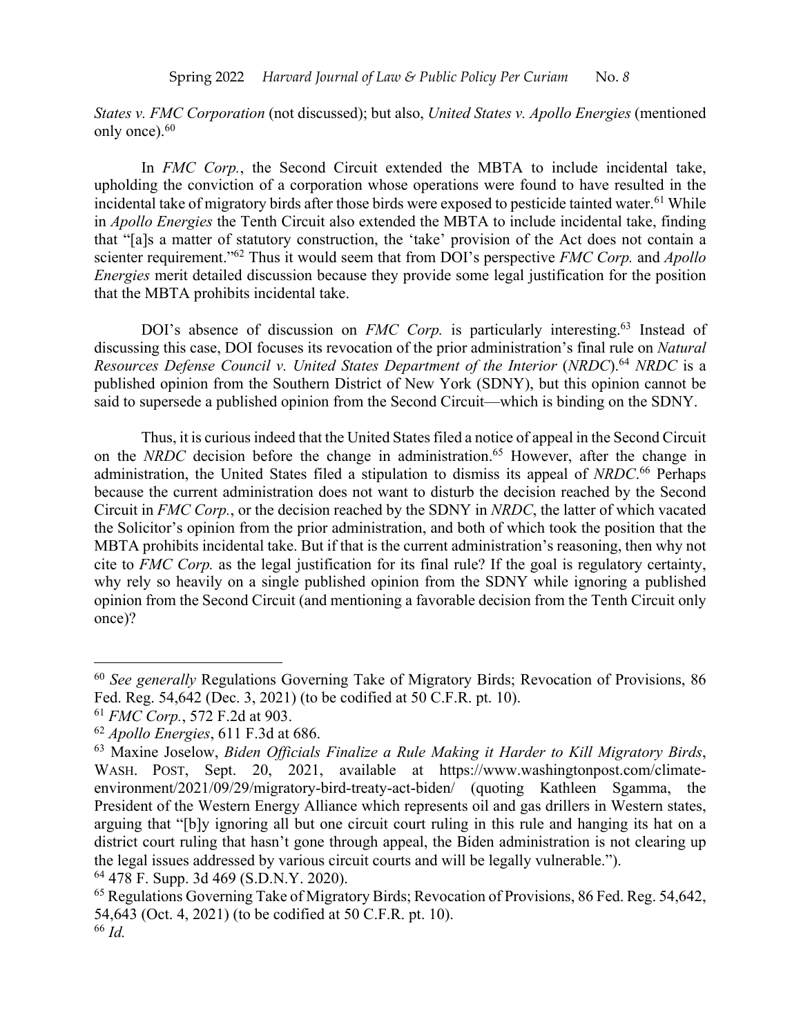*States v. FMC Corporation* (not discussed); but also, *United States v. Apollo Energies* (mentioned only once).[60]

In *FMC Corp.*, the Second Circuit extended the MBTA to include incidental take, upholding the conviction of a corporation whose operations were found to have resulted in the incidental take of migratory birds after those birds were exposed to pesticide tainted water.[61] While in *Apollo Energies* the Tenth Circuit also extended the MBTA to include incidental take, finding that "[a]s a matter of statutory construction, the 'take' provision of the Act does not contain a scienter requirement."[62] Thus it would seem that from DOI's perspective *FMC Corp.* and *Apollo Energies* merit detailed discussion because they provide some legal justification for the position that the MBTA prohibits incidental take.

DOI's absence of discussion on *FMC Corp.* is particularly interesting.[63] Instead of discussing this case, DOI focuses its revocation of the prior administration's final rule on *Natural Resources Defense Council v. United States Department of the Interior* (*NRDC*).[64] *NRDC* is a published opinion from the Southern District of New York (SDNY), but this opinion cannot be said to supersede a published opinion from the Second Circuit—which is binding on the SDNY.

Thus, it is curious indeed that the United States filed a notice of appeal in the Second Circuit on the *NRDC* decision before the change in administration.[65] However, after the change in administration, the United States filed a stipulation to dismiss its appeal of *NRDC*.[66] Perhaps because the current administration does not want to disturb the decision reached by the Second Circuit in *FMC Corp.*, or the decision reached by the SDNY in *NRDC*, the latter of which vacated the Solicitor's opinion from the prior administration, and both of which took the position that the MBTA prohibits incidental take. But if that is the current administration's reasoning, then why not cite to *FMC Corp.* as the legal justification for its final rule? If the goal is regulatory certainty, why rely so heavily on a single published opinion from the SDNY while ignoring a published opinion from the Second Circuit (and mentioning a favorable decision from the Tenth Circuit only once)?

---

[60] *See generally* Regulations Governing Take of Migratory Birds; Revocation of Provisions, 86 Fed. Reg. 54,642 (Dec. 3, 2021) (to be codified at 50 C.F.R. pt. 10).

[61] *FMC Corp.*, 572 F.2d at 903.

[62] *Apollo Energies*, 611 F.3d at 686.

[63] Maxine Joselow, *Biden Officials Finalize a Rule Making it Harder to Kill Migratory Birds*, WASH. POST, Sept. 20, 2021, available at https://www.washingtonpost.com/climate-environment/2021/09/29/migratory-bird-treaty-act-biden/ (quoting Kathleen Sgamma, the President of the Western Energy Alliance which represents oil and gas drillers in Western states, arguing that "[b]y ignoring all but one circuit court ruling in this rule and hanging its hat on a district court ruling that hasn't gone through appeal, the Biden administration is not clearing up the legal issues addressed by various circuit courts and will be legally vulnerable.").

[64] 478 F. Supp. 3d 469 (S.D.N.Y. 2020).

[65] Regulations Governing Take of Migratory Birds; Revocation of Provisions, 86 Fed. Reg. 54,642, 54,643 (Oct. 4, 2021) (to be codified at 50 C.F.R. pt. 10).

[66] *Id.*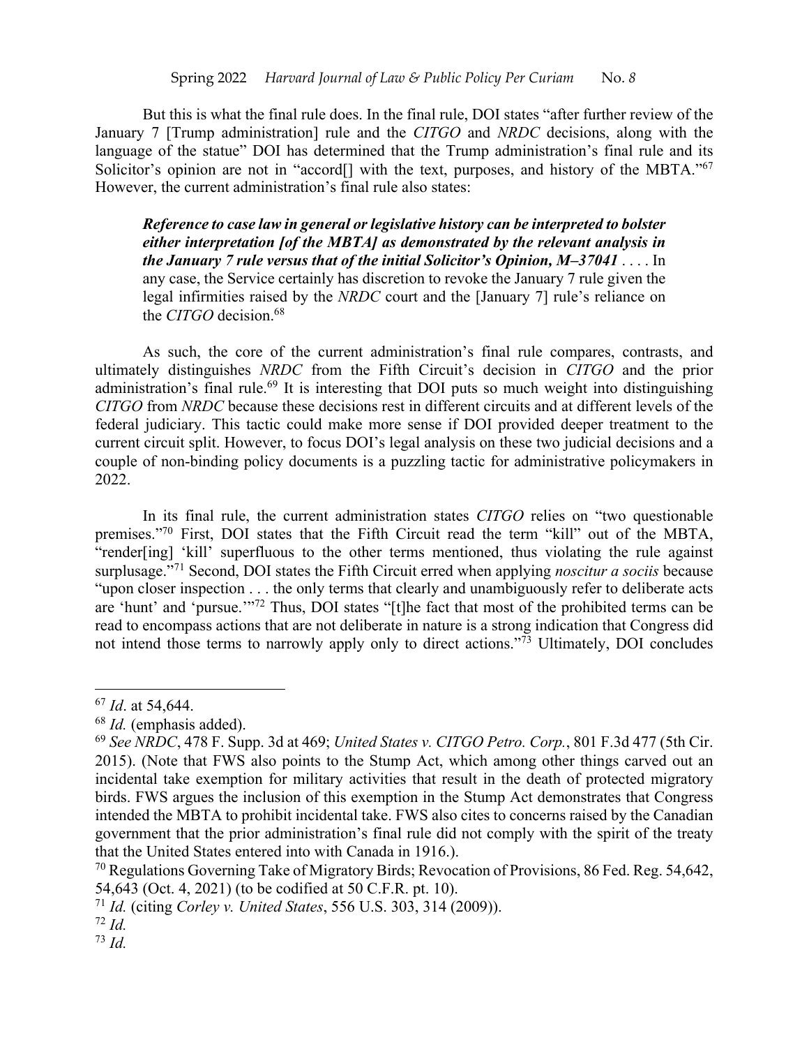But this is what the final rule does. In the final rule, DOI states "after further review of the January 7 [Trump administration] rule and the *CITGO* and *NRDC* decisions, along with the language of the statue" DOI has determined that the Trump administration's final rule and its Solicitor's opinion are not in "accord[] with the text, purposes, and history of the MBTA."[67] However, the current administration's final rule also states:

> ***Reference to case law in general or legislative history can be interpreted to bolster either interpretation [of the MBTA] as demonstrated by the relevant analysis in the January 7 rule versus that of the initial Solicitor's Opinion, M–37041*** . . . . In any case, the Service certainly has discretion to revoke the January 7 rule given the legal infirmities raised by the *NRDC* court and the [January 7] rule's reliance on the *CITGO* decision.[68]

As such, the core of the current administration's final rule compares, contrasts, and ultimately distinguishes *NRDC* from the Fifth Circuit's decision in *CITGO* and the prior administration's final rule.[69] It is interesting that DOI puts so much weight into distinguishing *CITGO* from *NRDC* because these decisions rest in different circuits and at different levels of the federal judiciary. This tactic could make more sense if DOI provided deeper treatment to the current circuit split. However, to focus DOI's legal analysis on these two judicial decisions and a couple of non-binding policy documents is a puzzling tactic for administrative policymakers in 2022.

In its final rule, the current administration states *CITGO* relies on "two questionable premises."[70] First, DOI states that the Fifth Circuit read the term "kill" out of the MBTA, "render[ing] 'kill' superfluous to the other terms mentioned, thus violating the rule against surplusage."[71] Second, DOI states the Fifth Circuit erred when applying *noscitur a sociis* because "upon closer inspection . . . the only terms that clearly and unambiguously refer to deliberate acts are 'hunt' and 'pursue.'"[72] Thus, DOI states "[t]he fact that most of the prohibited terms can be read to encompass actions that are not deliberate in nature is a strong indication that Congress did not intend those terms to narrowly apply only to direct actions."[73] Ultimately, DOI concludes

---

[67] *Id*. at 54,644.

[68] *Id.* (emphasis added).

[69] *See NRDC*, 478 F. Supp. 3d at 469; *United States v. CITGO Petro. Corp.*, 801 F.3d 477 (5th Cir. 2015). (Note that FWS also points to the Stump Act, which among other things carved out an incidental take exemption for military activities that result in the death of protected migratory birds. FWS argues the inclusion of this exemption in the Stump Act demonstrates that Congress intended the MBTA to prohibit incidental take. FWS also cites to concerns raised by the Canadian government that the prior administration's final rule did not comply with the spirit of the treaty that the United States entered into with Canada in 1916.).

[70] Regulations Governing Take of Migratory Birds; Revocation of Provisions, 86 Fed. Reg. 54,642, 54,643 (Oct. 4, 2021) (to be codified at 50 C.F.R. pt. 10).

[71] *Id.* (citing *Corley v. United States*, 556 U.S. 303, 314 (2009)).

[72] *Id.*

[73] *Id.*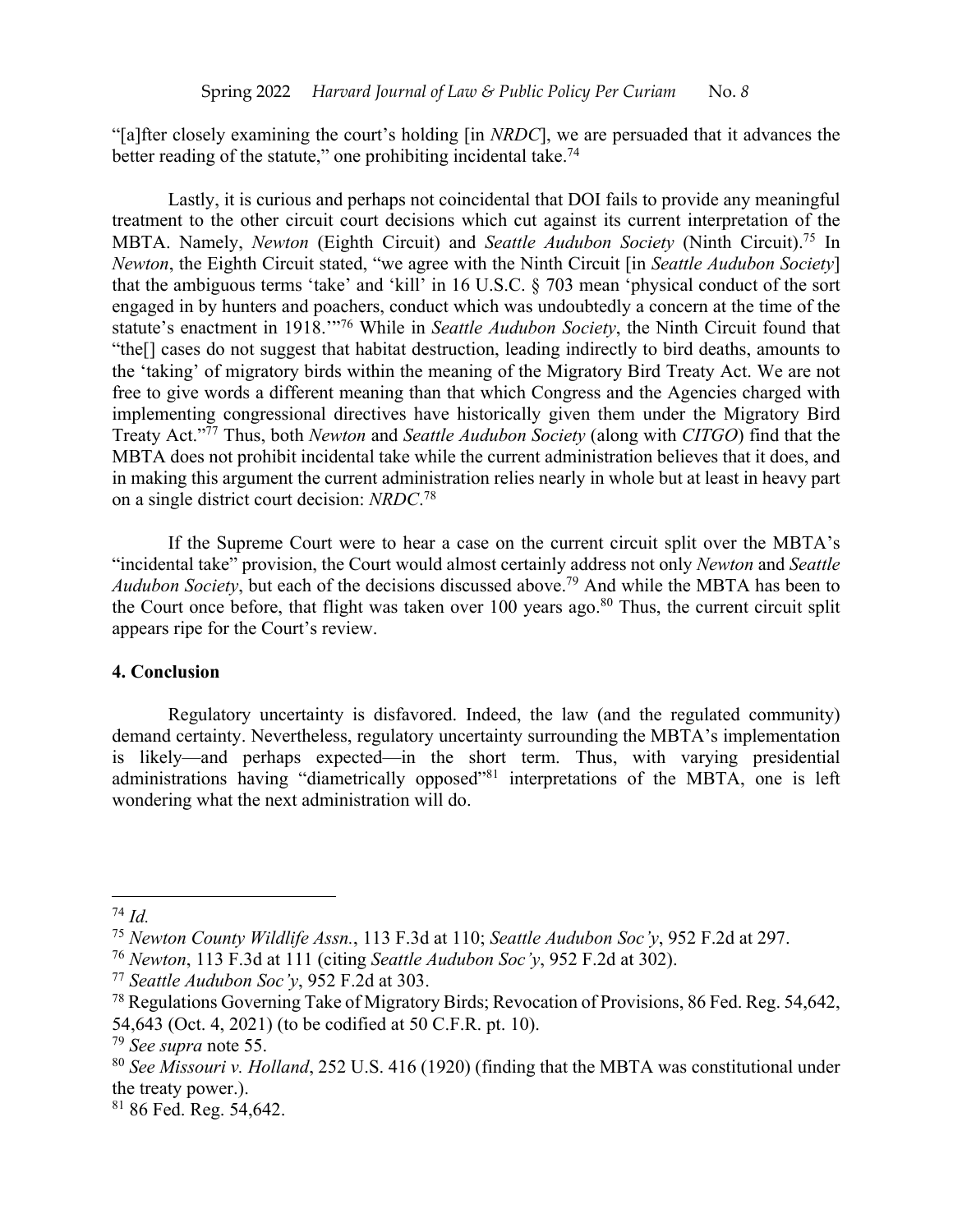"[a]fter closely examining the court's holding [in *NRDC*], we are persuaded that it advances the better reading of the statute," one prohibiting incidental take.[74]

Lastly, it is curious and perhaps not coincidental that DOI fails to provide any meaningful treatment to the other circuit court decisions which cut against its current interpretation of the MBTA. Namely, *Newton* (Eighth Circuit) and *Seattle Audubon Society* (Ninth Circuit).[75] In *Newton*, the Eighth Circuit stated, "we agree with the Ninth Circuit [in *Seattle Audubon Society*] that the ambiguous terms 'take' and 'kill' in 16 U.S.C. § 703 mean 'physical conduct of the sort engaged in by hunters and poachers, conduct which was undoubtedly a concern at the time of the statute's enactment in 1918.'"[76] While in *Seattle Audubon Society*, the Ninth Circuit found that "the[] cases do not suggest that habitat destruction, leading indirectly to bird deaths, amounts to the 'taking' of migratory birds within the meaning of the Migratory Bird Treaty Act. We are not free to give words a different meaning than that which Congress and the Agencies charged with implementing congressional directives have historically given them under the Migratory Bird Treaty Act."[77] Thus, both *Newton* and *Seattle Audubon Society* (along with *CITGO*) find that the MBTA does not prohibit incidental take while the current administration believes that it does, and in making this argument the current administration relies nearly in whole but at least in heavy part on a single district court decision: *NRDC*.[78]

If the Supreme Court were to hear a case on the current circuit split over the MBTA's "incidental take" provision, the Court would almost certainly address not only *Newton* and *Seattle Audubon Society*, but each of the decisions discussed above.[79] And while the MBTA has been to the Court once before, that flight was taken over 100 years ago.[80] Thus, the current circuit split appears ripe for the Court's review.

**4. Conclusion**

Regulatory uncertainty is disfavored. Indeed, the law (and the regulated community) demand certainty. Nevertheless, regulatory uncertainty surrounding the MBTA's implementation is likely—and perhaps expected—in the short term. Thus, with varying presidential administrations having "diametrically opposed"[81] interpretations of the MBTA, one is left wondering what the next administration will do.

---

[74] *Id.*

[75] *Newton County Wildlife Assn.*, 113 F.3d at 110; *Seattle Audubon Soc'y*, 952 F.2d at 297.

[76] *Newton*, 113 F.3d at 111 (citing *Seattle Audubon Soc'y*, 952 F.2d at 302).

[77] *Seattle Audubon Soc'y*, 952 F.2d at 303.

[78] Regulations Governing Take of Migratory Birds; Revocation of Provisions, 86 Fed. Reg. 54,642, 54,643 (Oct. 4, 2021) (to be codified at 50 C.F.R. pt. 10).

[79] *See supra* note 55.

[80] *See Missouri v. Holland*, 252 U.S. 416 (1920) (finding that the MBTA was constitutional under the treaty power.).

[81] 86 Fed. Reg. 54,642.